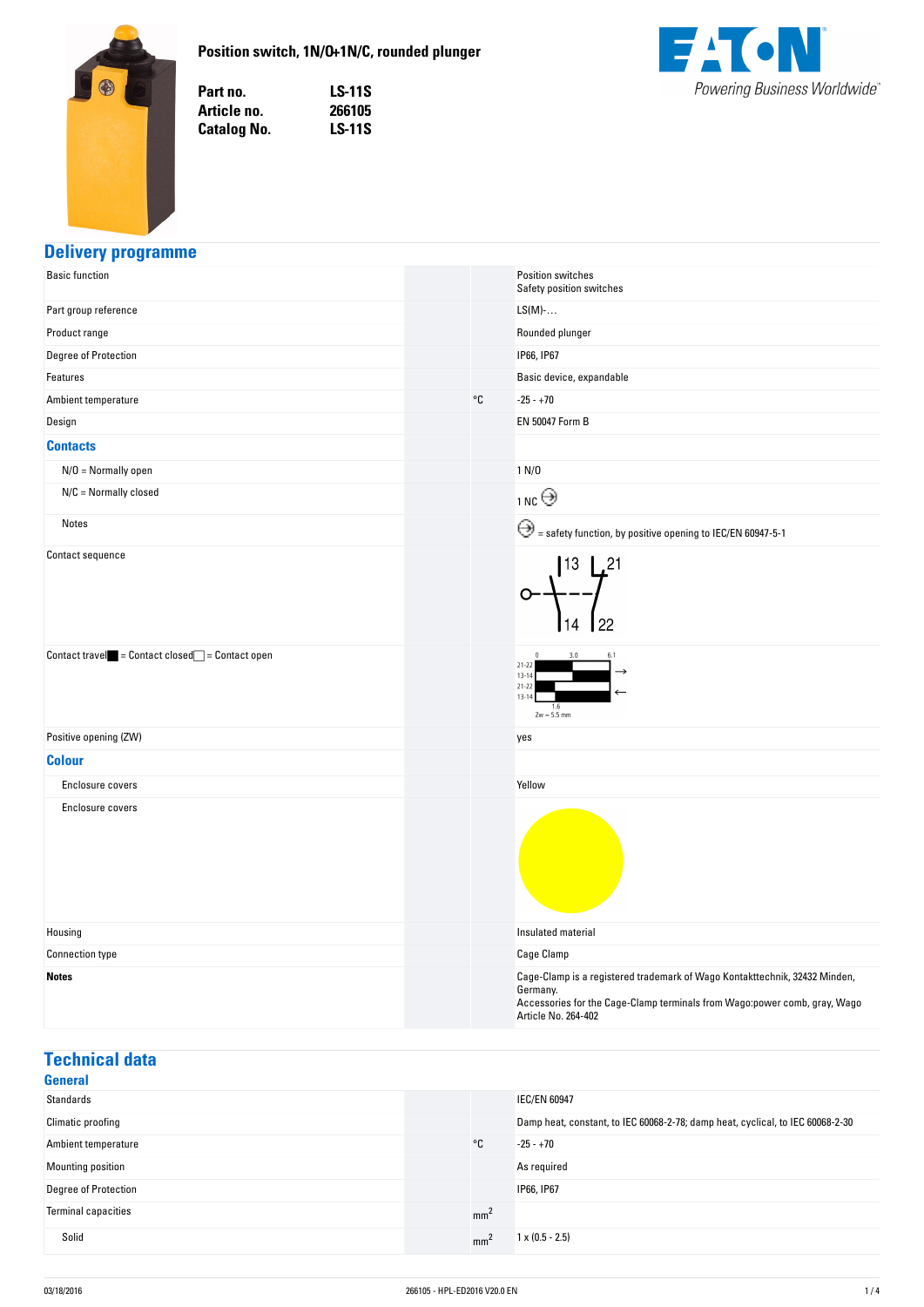# Position switch, 1N/O+1N/C, rounded plunger

**Part no.** LS-11S
**Article no.** 266105
**Catalog No.** LS-11S

EATON
*Powering Business Worldwide*

## Delivery programme

| | | |
|---|---|---|
| Basic function | | Position switches<br>Safety position switches |
| Part group reference | | LS(M)-... |
| Product range | | Rounded plunger |
| Degree of Protection | | IP66, IP67 |
| Features | | Basic device, expandable |
| Ambient temperature | °C | -25 - +70 |
| Design | | EN 50047 Form B |
| **Contacts** | | |
| N/O = Normally open | | 1 N/O |
| N/C = Normally closed | | 1 NC ⊖ |
| Notes | | ⊖ = safety function, by positive opening to IEC/EN 60947-5-1 |
| Contact sequence | | 13 21 / 14 22 |
| Contact travel■ = Contact closed□ = Contact open | | 0 3.0 6.1; 21-22, 13-14, 21-22, 13-14; 1.6; Zw = 5.5 mm |
| Positive opening (ZW) | | yes |
| **Colour** | | |
| Enclosure covers | | Yellow |
| Enclosure covers | | |
| Housing | | Insulated material |
| Connection type | | Cage Clamp |
| **Notes** | | Cage-Clamp is a registered trademark of Wago Kontakttechnik, 32432 Minden, Germany.<br>Accessories for the Cage-Clamp terminals from Wago:power comb, gray, Wago Article No. 264-402 |

## Technical data

### General

| | | |
|---|---|---|
| Standards | | IEC/EN 60947 |
| Climatic proofing | | Damp heat, constant, to IEC 60068-2-78; damp heat, cyclical, to IEC 60068-2-30 |
| Ambient temperature | °C | -25 - +70 |
| Mounting position | | As required |
| Degree of Protection | | IP66, IP67 |
| Terminal capacities | $mm^2$ | |
| Solid | $mm^2$ | 1 x (0.5 - 2.5) |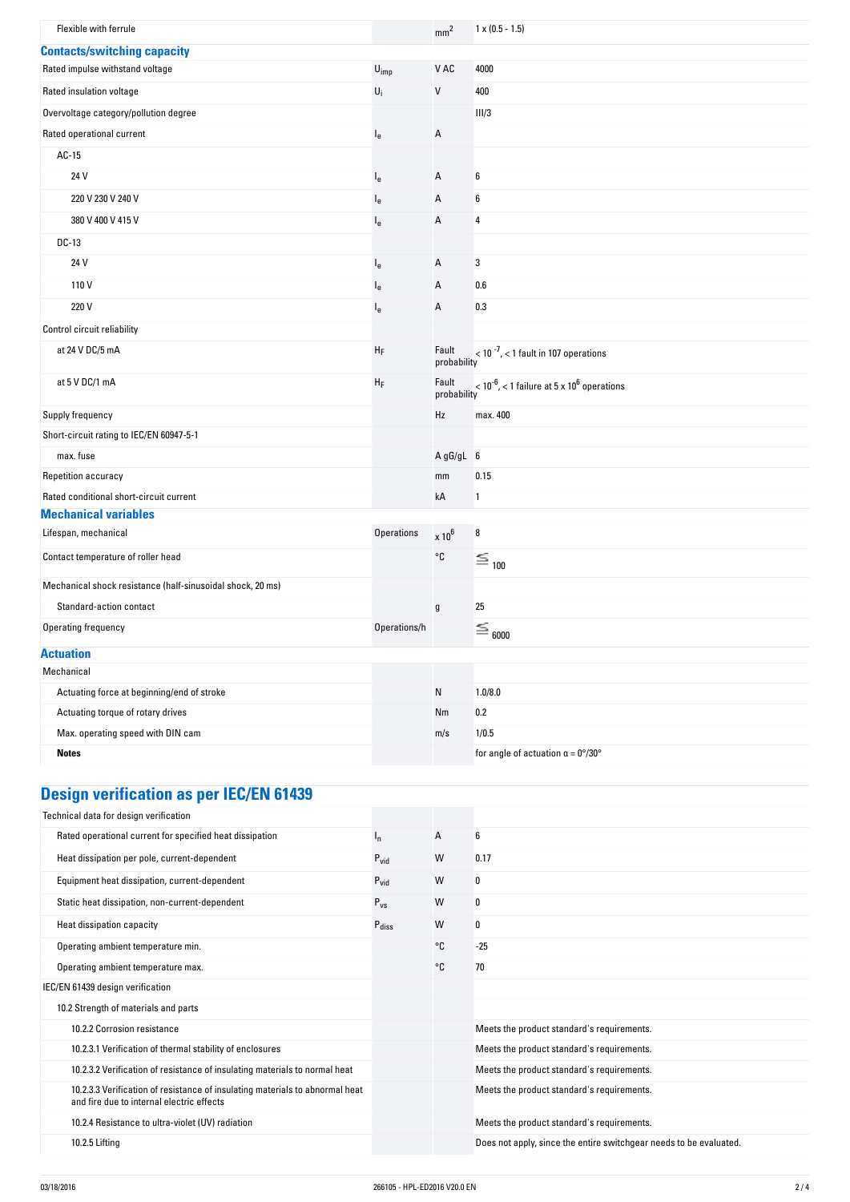| | | | |
|---|---|---|---|
| Flexible with ferrule | | $mm^2$ | 1 x (0.5 - 1.5) |

## Contacts/switching capacity

| | | | |
|---|---|---|---|
| Rated impulse withstand voltage | $U_{imp}$ | V AC | 4000 |
| Rated insulation voltage | $U_i$ | V | 400 |
| Overvoltage category/pollution degree | | | III/3 |
| Rated operational current | $I_e$ | A | |
| AC-15 | | | |
| 24 V | $I_e$ | A | 6 |
| 220 V 230 V 240 V | $I_e$ | A | 6 |
| 380 V 400 V 415 V | $I_e$ | A | 4 |
| DC-13 | | | |
| 24 V | $I_e$ | A | 3 |
| 110 V | $I_e$ | A | 0.6 |
| 220 V | $I_e$ | A | 0.3 |
| Control circuit reliability | | | |
| at 24 V DC/5 mA | $H_F$ | Fault probability | $< 10^{-7}$, < 1 fault in 107 operations |
| at 5 V DC/1 mA | $H_F$ | Fault probability | $< 10^{-6}$, < 1 failure at 5 x $10^6$ operations |
| Supply frequency | | Hz | max. 400 |
| Short-circuit rating to IEC/EN 60947-5-1 | | | |
| max. fuse | | A gG/gL | 6 |
| Repetition accuracy | | mm | 0.15 |
| Rated conditional short-circuit current | | kA | 1 |

## Mechanical variables

| | | | |
|---|---|---|---|
| Lifespan, mechanical | Operations | x $10^6$ | 8 |
| Contact temperature of roller head | | °C | ≦ 100 |
| Mechanical shock resistance (half-sinusoidal shock, 20 ms) | | | |
| Standard-action contact | | g | 25 |
| Operating frequency | Operations/h | | ≦ 6000 |

## Actuation

| | | | |
|---|---|---|---|
| Mechanical | | | |
| Actuating force at beginning/end of stroke | | N | 1.0/8.0 |
| Actuating torque of rotary drives | | Nm | 0.2 |
| Max. operating speed with DIN cam | | m/s | 1/0.5 |
| **Notes** | | | for angle of actuation α = 0°/30° |

# Design verification as per IEC/EN 61439

| | | | |
|---|---|---|---|
| Technical data for design verification | | | |
| Rated operational current for specified heat dissipation | $I_n$ | A | 6 |
| Heat dissipation per pole, current-dependent | $P_{vid}$ | W | 0.17 |
| Equipment heat dissipation, current-dependent | $P_{vid}$ | W | 0 |
| Static heat dissipation, non-current-dependent | $P_{vs}$ | W | 0 |
| Heat dissipation capacity | $P_{diss}$ | W | 0 |
| Operating ambient temperature min. | | °C | -25 |
| Operating ambient temperature max. | | °C | 70 |
| IEC/EN 61439 design verification | | | |
| 10.2 Strength of materials and parts | | | |
| 10.2.2 Corrosion resistance | | | Meets the product standard's requirements. |
| 10.2.3.1 Verification of thermal stability of enclosures | | | Meets the product standard's requirements. |
| 10.2.3.2 Verification of resistance of insulating materials to normal heat | | | Meets the product standard's requirements. |
| 10.2.3.3 Verification of resistance of insulating materials to abnormal heat and fire due to internal electric effects | | | Meets the product standard's requirements. |
| 10.2.4 Resistance to ultra-violet (UV) radiation | | | Meets the product standard's requirements. |
| 10.2.5 Lifting | | | Does not apply, since the entire switchgear needs to be evaluated. |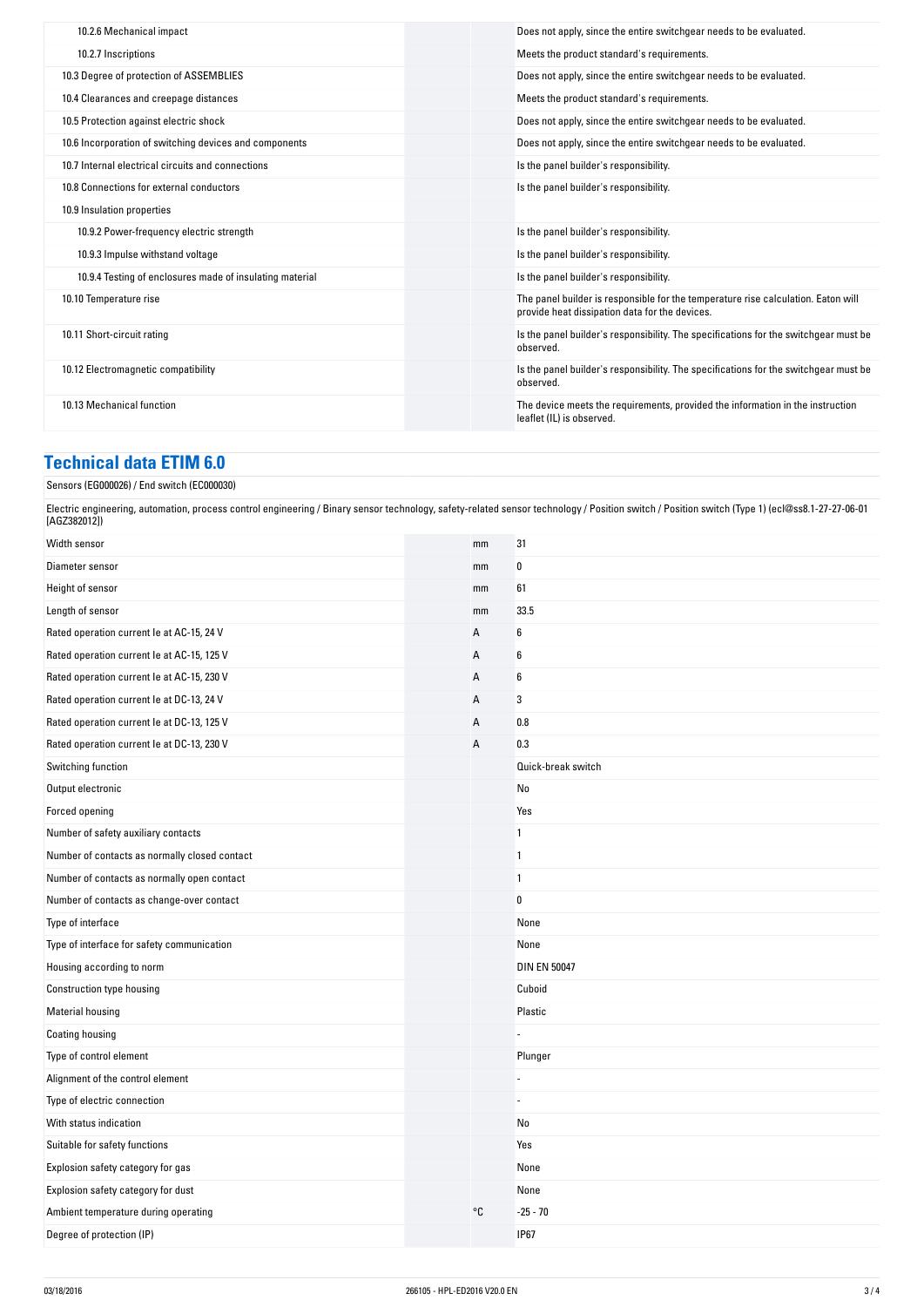| | | |
|---|---|---|
| 10.2.6 Mechanical impact | | Does not apply, since the entire switchgear needs to be evaluated. |
| 10.2.7 Inscriptions | | Meets the product standard's requirements. |
| 10.3 Degree of protection of ASSEMBLIES | | Does not apply, since the entire switchgear needs to be evaluated. |
| 10.4 Clearances and creepage distances | | Meets the product standard's requirements. |
| 10.5 Protection against electric shock | | Does not apply, since the entire switchgear needs to be evaluated. |
| 10.6 Incorporation of switching devices and components | | Does not apply, since the entire switchgear needs to be evaluated. |
| 10.7 Internal electrical circuits and connections | | Is the panel builder's responsibility. |
| 10.8 Connections for external conductors | | Is the panel builder's responsibility. |
| 10.9 Insulation properties | | |
| 10.9.2 Power-frequency electric strength | | Is the panel builder's responsibility. |
| 10.9.3 Impulse withstand voltage | | Is the panel builder's responsibility. |
| 10.9.4 Testing of enclosures made of insulating material | | Is the panel builder's responsibility. |
| 10.10 Temperature rise | | The panel builder is responsible for the temperature rise calculation. Eaton will provide heat dissipation data for the devices. |
| 10.11 Short-circuit rating | | Is the panel builder's responsibility. The specifications for the switchgear must be observed. |
| 10.12 Electromagnetic compatibility | | Is the panel builder's responsibility. The specifications for the switchgear must be observed. |
| 10.13 Mechanical function | | The device meets the requirements, provided the information in the instruction leaflet (IL) is observed. |

## Technical data ETIM 6.0

Sensors (EG000026) / End switch (EC000030)

Electric engineering, automation, process control engineering / Binary sensor technology, safety-related sensor technology / Position switch / Position switch (Type 1) (ecl@ss8.1-27-27-06-01 [AGZ382012])

| | | |
|---|---|---|
| Width sensor | mm | 31 |
| Diameter sensor | mm | 0 |
| Height of sensor | mm | 61 |
| Length of sensor | mm | 33.5 |
| Rated operation current Ie at AC-15, 24 V | A | 6 |
| Rated operation current Ie at AC-15, 125 V | A | 6 |
| Rated operation current Ie at AC-15, 230 V | A | 6 |
| Rated operation current Ie at DC-13, 24 V | A | 3 |
| Rated operation current Ie at DC-13, 125 V | A | 0.8 |
| Rated operation current Ie at DC-13, 230 V | A | 0.3 |
| Switching function | | Quick-break switch |
| Output electronic | | No |
| Forced opening | | Yes |
| Number of safety auxiliary contacts | | 1 |
| Number of contacts as normally closed contact | | 1 |
| Number of contacts as normally open contact | | 1 |
| Number of contacts as change-over contact | | 0 |
| Type of interface | | None |
| Type of interface for safety communication | | None |
| Housing according to norm | | DIN EN 50047 |
| Construction type housing | | Cuboid |
| Material housing | | Plastic |
| Coating housing | | - |
| Type of control element | | Plunger |
| Alignment of the control element | | - |
| Type of electric connection | | - |
| With status indication | | No |
| Suitable for safety functions | | Yes |
| Explosion safety category for gas | | None |
| Explosion safety category for dust | | None |
| Ambient temperature during operating | °C | -25 - 70 |
| Degree of protection (IP) | | IP67 |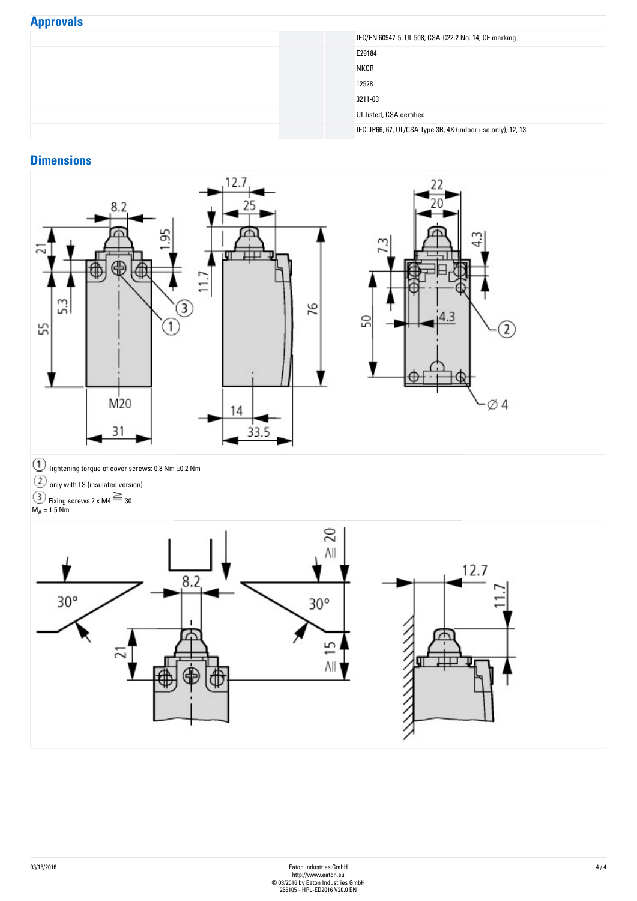## Approvals

| | | | |
|---|---|---|---|
| | | | IEC/EN 60947-5; UL 508; CSA-C22.2 No. 14; CE marking |
| | | | E29184 |
| | | | NKCR |
| | | | 12528 |
| | | | 3211-03 |
| | | | UL listed, CSA certified |
| | | | IEC: IP66, 67, UL/CSA Type 3R, 4X (indoor use only), 12, 13 |

## Dimensions

12.7
8.2
25
22
20
21
1.95
7.3
4.3
11.7
76
5.3
3
1
4.3
2
55
50
M20
14
Ø 4
31
33.5

(1) Tightening torque of cover screws: 0.8 Nm ±0.2 Nm

(2) only with LS (insulated version)

(3) Fixing screws 2 x M4 ≧ 30
$M_A$ = 1.5 Nm

20
≧
8.2
30°
30°
21
15
≧
12.7
11.7